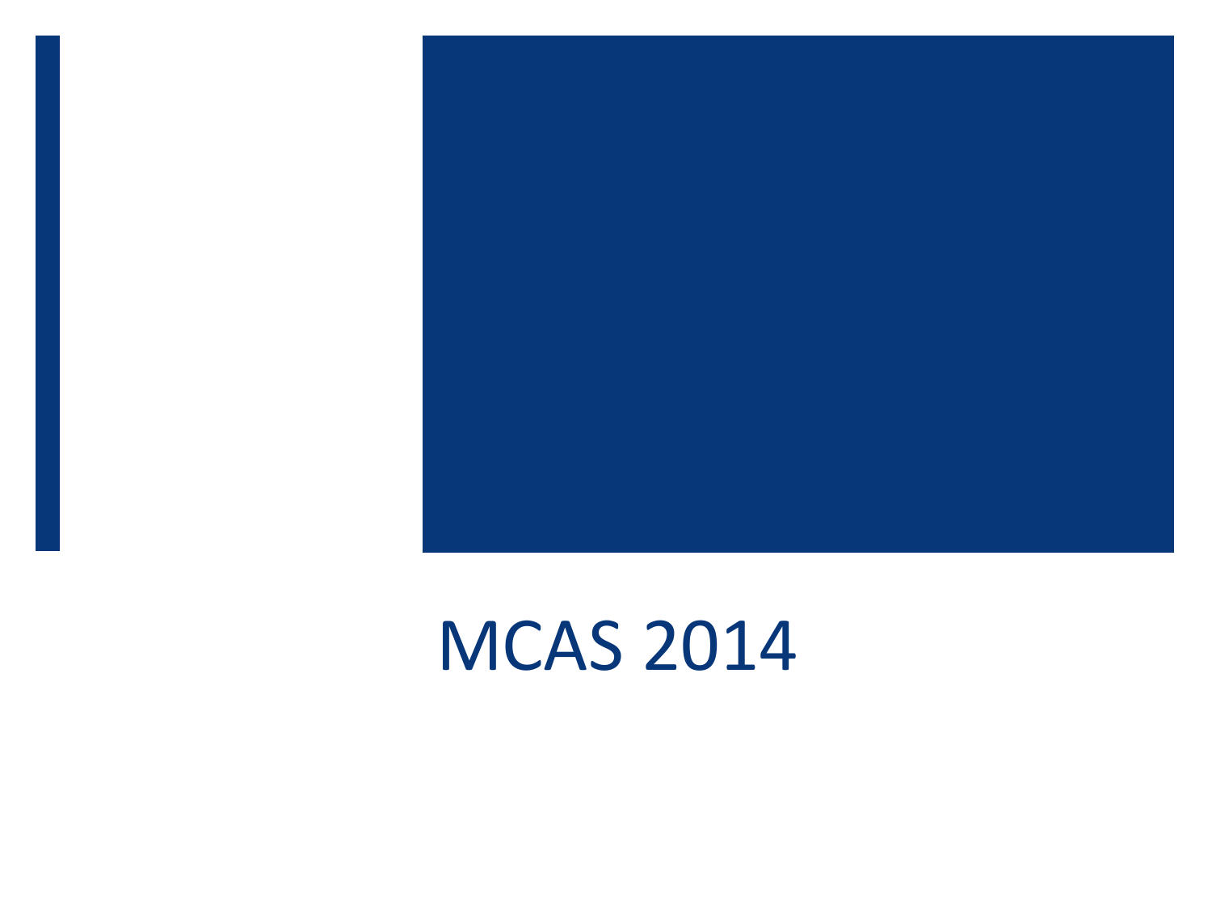# MCAS 2014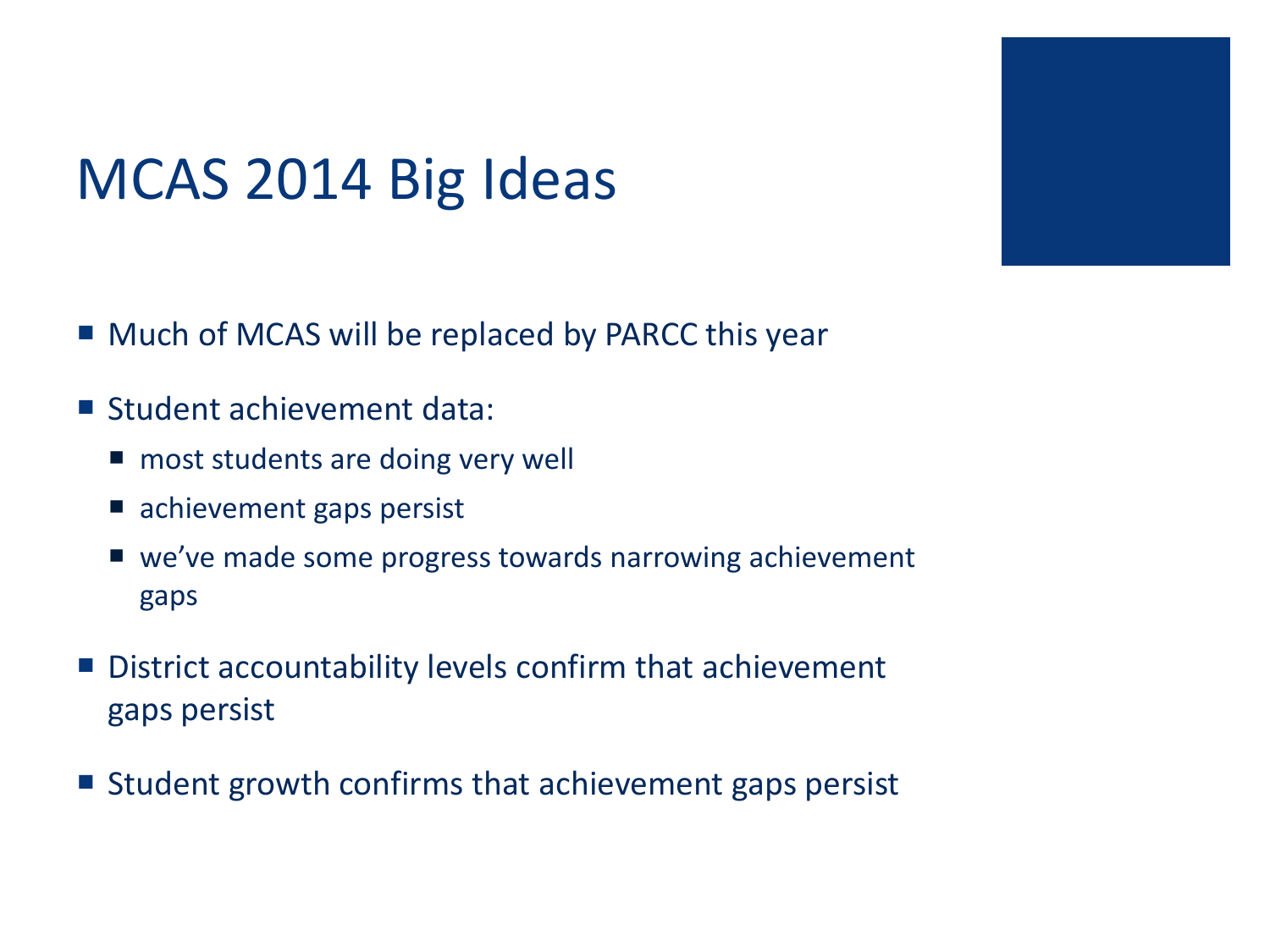# MCAS 2014 Big Ideas

- Much of MCAS will be replaced by PARCC this year
- Student achievement data:
  - most students are doing very well
  - achievement gaps persist
  - we've made some progress towards narrowing achievement gaps
- District accountability levels confirm that achievement gaps persist
- Student growth confirms that achievement gaps persist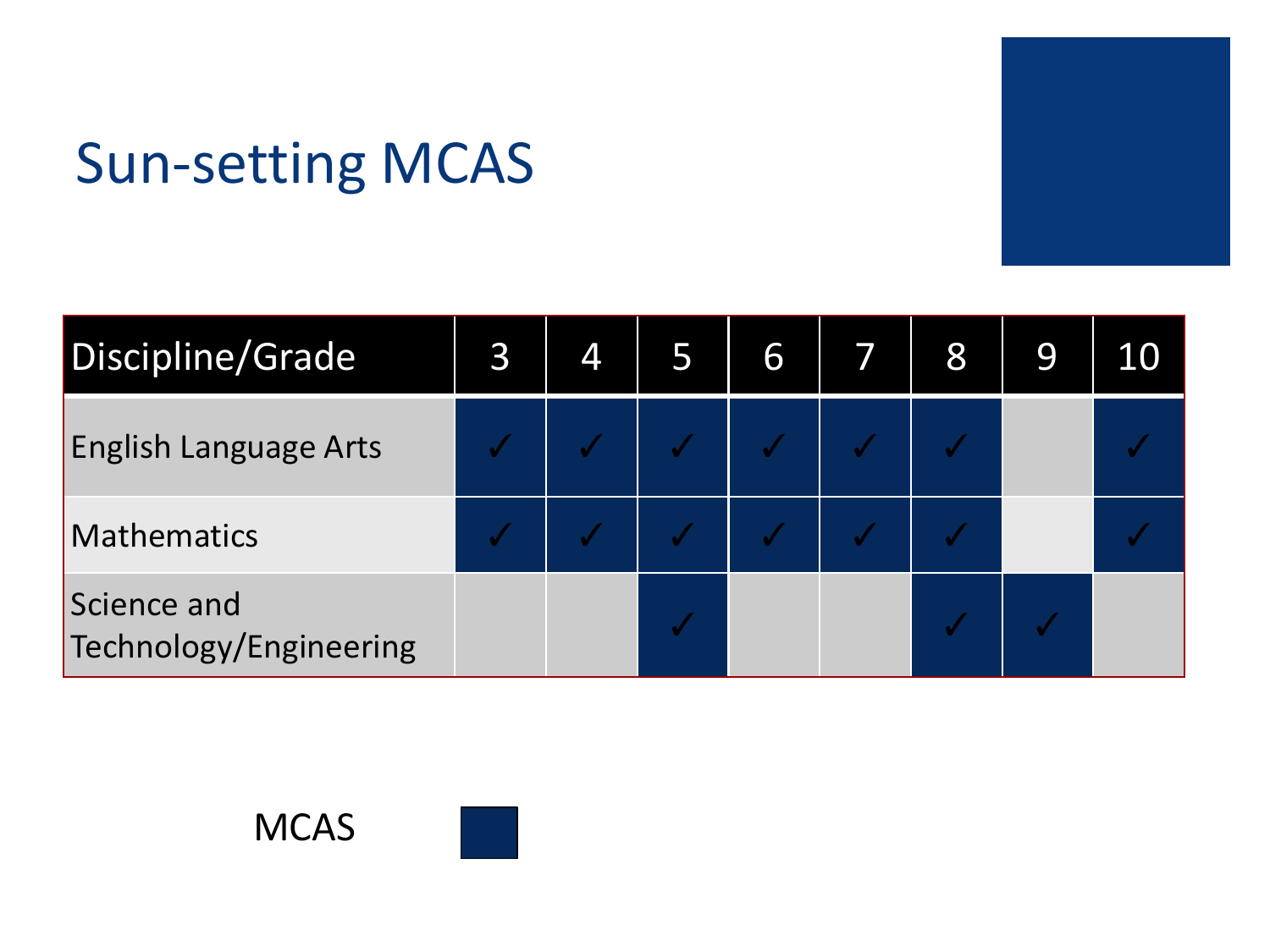# Sun-setting MCAS

| Discipline/Grade | 3 | 4 | 5 | 6 | 7 | 8 | 9 | 10 |
|---|---|---|---|---|---|---|---|---|
| English Language Arts | ✓ | ✓ | ✓ | ✓ | ✓ | ✓ | | ✓ |
| Mathematics | ✓ | ✓ | ✓ | ✓ | ✓ | ✓ | | ✓ |
| Science and Technology/Engineering | | | ✓ | | | ✓ | ✓ | |

MCAS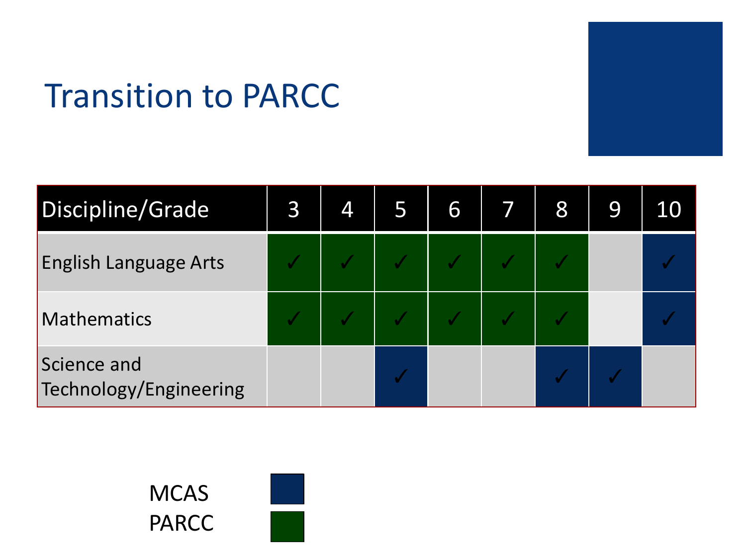# Transition to PARCC

| Discipline/Grade | 3 | 4 | 5 | 6 | 7 | 8 | 9 | 10 |
|---|---|---|---|---|---|---|---|---|
| English Language Arts | ✓ (PARCC) | ✓ (PARCC) | ✓ (PARCC) | ✓ (PARCC) | ✓ (PARCC) | ✓ (PARCC) | | ✓ (MCAS) |
| Mathematics | ✓ (PARCC) | ✓ (PARCC) | ✓ (PARCC) | ✓ (PARCC) | ✓ (PARCC) | ✓ (PARCC) | | ✓ (MCAS) |
| Science and Technology/Engineering | | | ✓ (MCAS) | | | ✓ (MCAS) | ✓ (MCAS) | |

MCAS

PARCC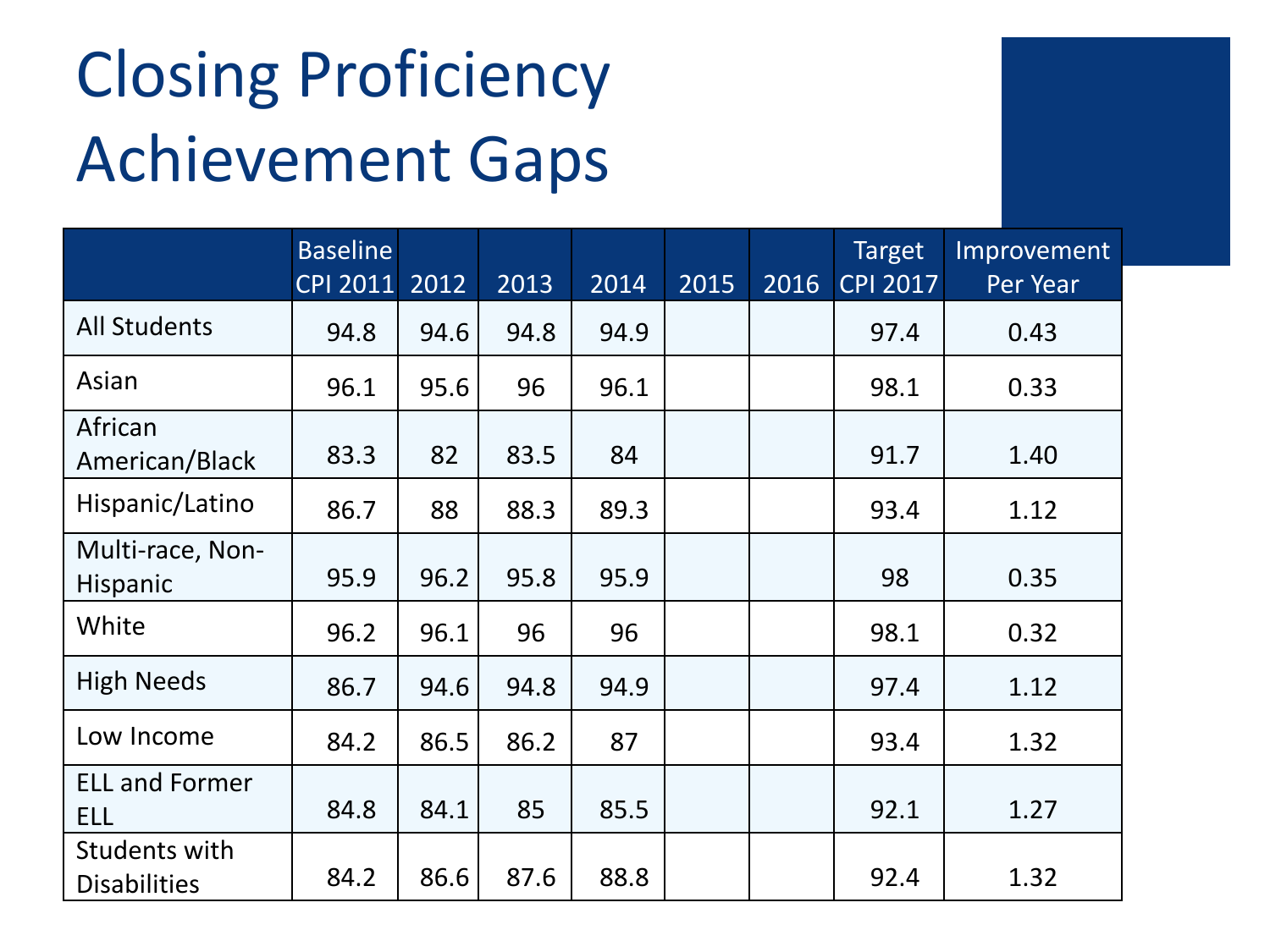# Closing Proficiency Achievement Gaps

| | Baseline CPI 2011 | 2012 | 2013 | 2014 | 2015 | 2016 | Target CPI 2017 | Improvement Per Year |
|---|---|---|---|---|---|---|---|---|
| All Students | 94.8 | 94.6 | 94.8 | 94.9 | | | 97.4 | 0.43 |
| Asian | 96.1 | 95.6 | 96 | 96.1 | | | 98.1 | 0.33 |
| African American/Black | 83.3 | 82 | 83.5 | 84 | | | 91.7 | 1.40 |
| Hispanic/Latino | 86.7 | 88 | 88.3 | 89.3 | | | 93.4 | 1.12 |
| Multi-race, Non-Hispanic | 95.9 | 96.2 | 95.8 | 95.9 | | | 98 | 0.35 |
| White | 96.2 | 96.1 | 96 | 96 | | | 98.1 | 0.32 |
| High Needs | 86.7 | 94.6 | 94.8 | 94.9 | | | 97.4 | 1.12 |
| Low Income | 84.2 | 86.5 | 86.2 | 87 | | | 93.4 | 1.32 |
| ELL and Former ELL | 84.8 | 84.1 | 85 | 85.5 | | | 92.1 | 1.27 |
| Students with Disabilities | 84.2 | 86.6 | 87.6 | 88.8 | | | 92.4 | 1.32 |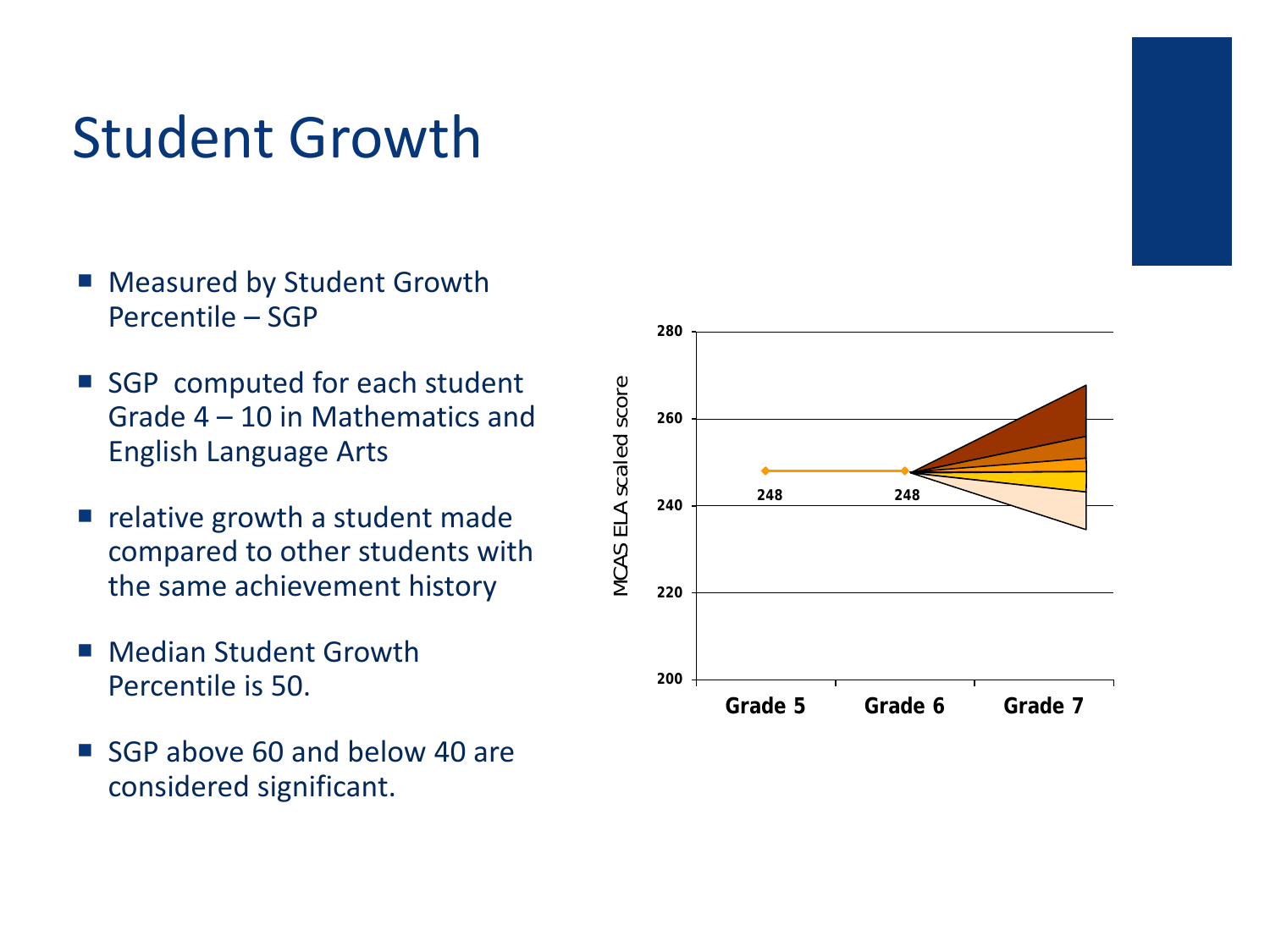# Student Growth

- Measured by Student Growth Percentile – SGP
- SGP computed for each student Grade 4 – 10 in Mathematics and English Language Arts
- relative growth a student made compared to other students with the same achievement history
- Median Student Growth Percentile is 50.
- SGP above 60 and below 40 are considered significant.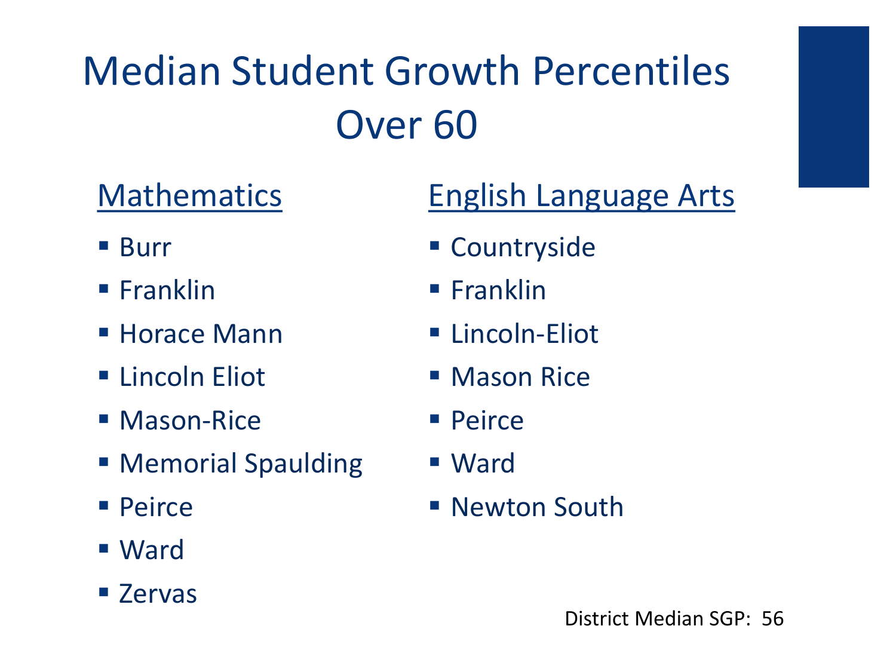# Median Student Growth Percentiles Over 60

## Mathematics

- Burr
- Franklin
- Horace Mann
- Lincoln Eliot
- Mason-Rice
- Memorial Spaulding
- Peirce
- Ward
- Zervas

## English Language Arts

- Countryside
- Franklin
- Lincoln-Eliot
- Mason Rice
- Peirce
- Ward
- Newton South

District Median SGP: 56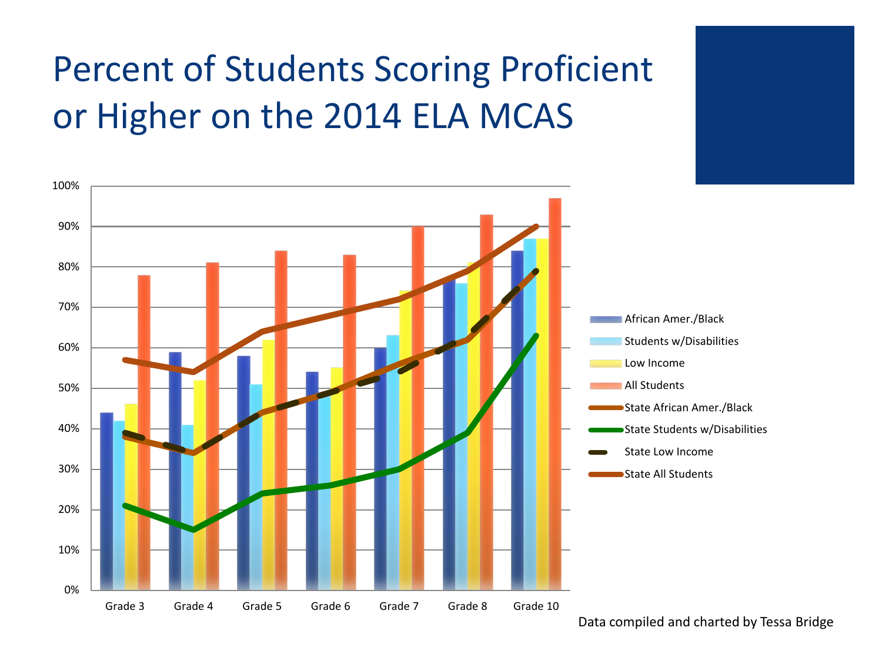# Percent of Students Scoring Proficient or Higher on the 2014 ELA MCAS

100%
90%
80%
70%
60%
50%
40%
30%
20%
10%
0%

Grade 3 Grade 4 Grade 5 Grade 6 Grade 7 Grade 8 Grade 10

- African Amer./Black
- Students w/Disabilities
- Low Income
- All Students
- State African Amer./Black
- State Students w/Disabilities
- State Low Income
- State All Students

Data compiled and charted by Tessa Bridge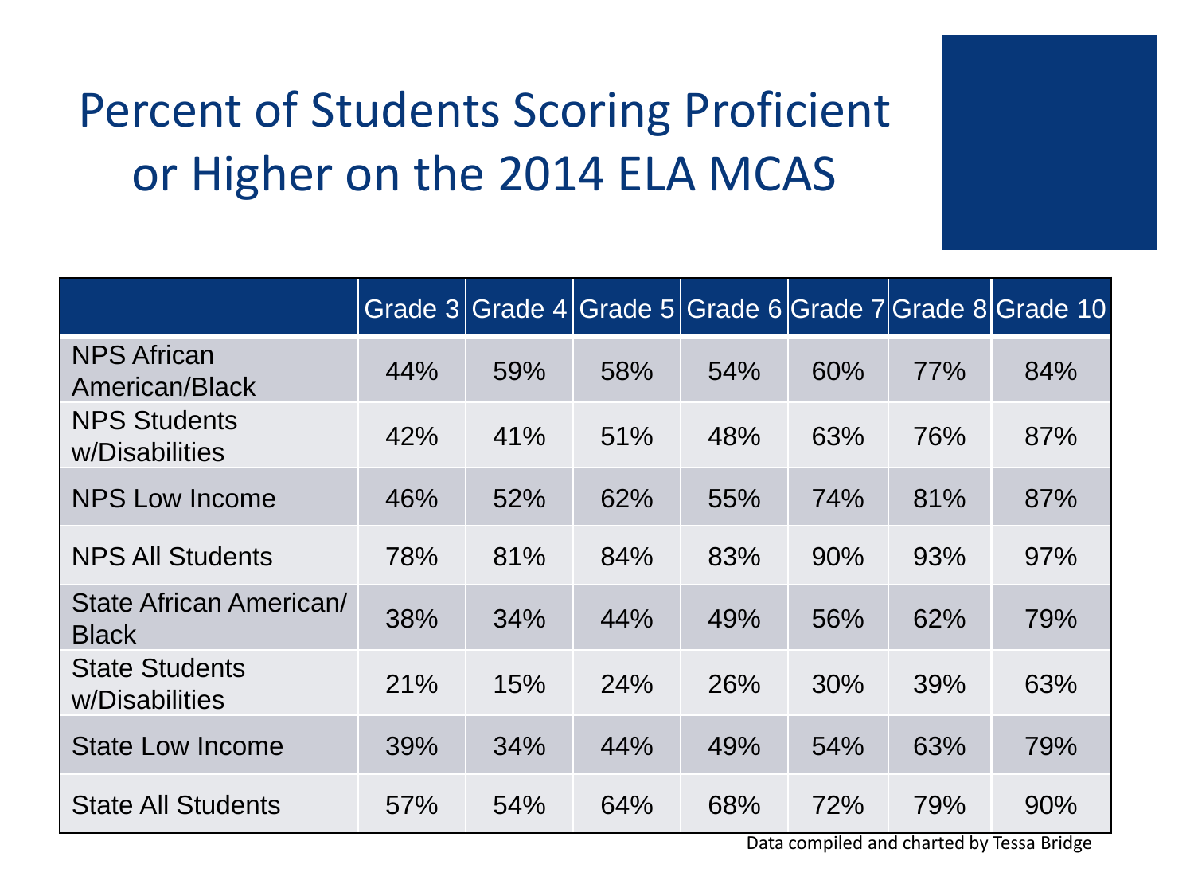# Percent of Students Scoring Proficient or Higher on the 2014 ELA MCAS

| | Grade 3 | Grade 4 | Grade 5 | Grade 6 | Grade 7 | Grade 8 | Grade 10 |
|---|---|---|---|---|---|---|---|
| NPS African American/Black | 44% | 59% | 58% | 54% | 60% | 77% | 84% |
| NPS Students w/Disabilities | 42% | 41% | 51% | 48% | 63% | 76% | 87% |
| NPS Low Income | 46% | 52% | 62% | 55% | 74% | 81% | 87% |
| NPS All Students | 78% | 81% | 84% | 83% | 90% | 93% | 97% |
| State African American/ Black | 38% | 34% | 44% | 49% | 56% | 62% | 79% |
| State Students w/Disabilities | 21% | 15% | 24% | 26% | 30% | 39% | 63% |
| State Low Income | 39% | 34% | 44% | 49% | 54% | 63% | 79% |
| State All Students | 57% | 54% | 64% | 68% | 72% | 79% | 90% |

Data compiled and charted by Tessa Bridge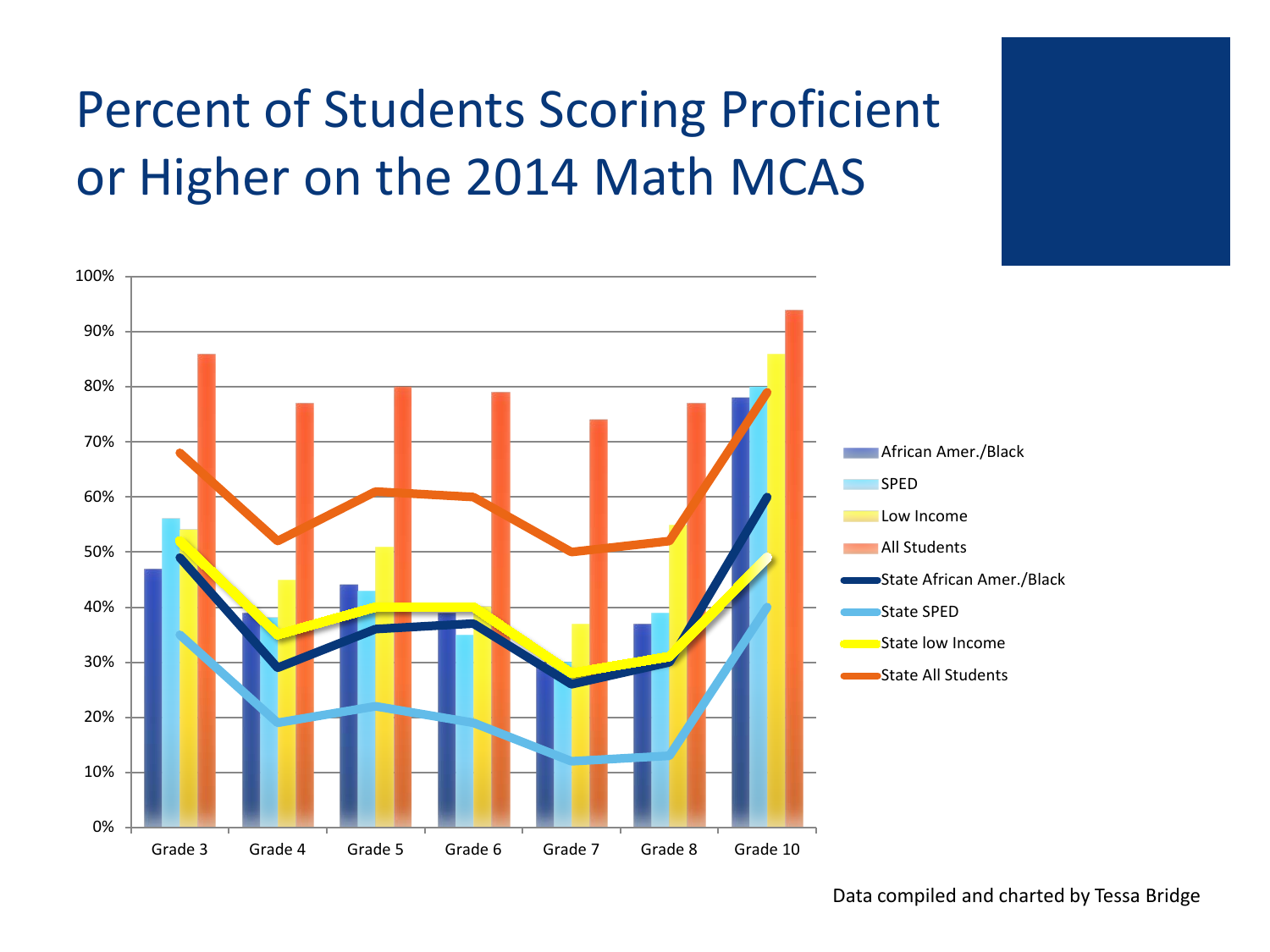# Percent of Students Scoring Proficient or Higher on the 2014 Math MCAS

Data compiled and charted by Tessa Bridge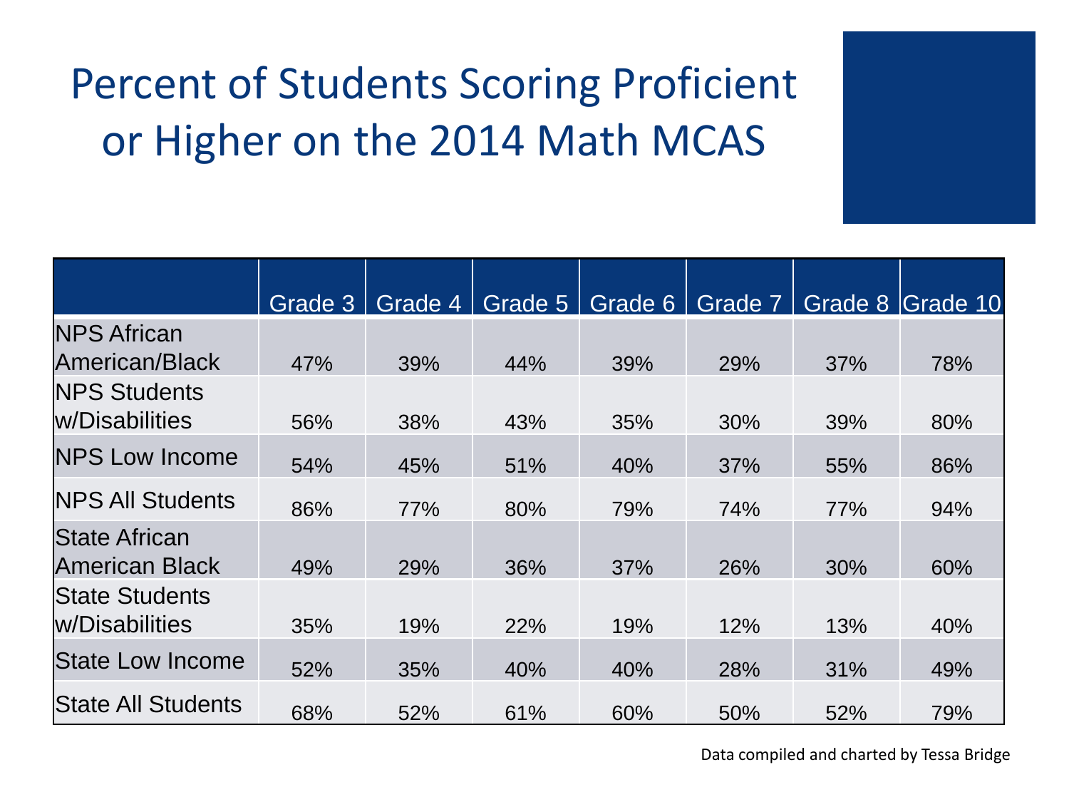# Percent of Students Scoring Proficient or Higher on the 2014 Math MCAS

| | Grade 3 | Grade 4 | Grade 5 | Grade 6 | Grade 7 | Grade 8 | Grade 10 |
|---|---|---|---|---|---|---|---|
| NPS African American/Black | 47% | 39% | 44% | 39% | 29% | 37% | 78% |
| NPS Students w/Disabilities | 56% | 38% | 43% | 35% | 30% | 39% | 80% |
| NPS Low Income | 54% | 45% | 51% | 40% | 37% | 55% | 86% |
| NPS All Students | 86% | 77% | 80% | 79% | 74% | 77% | 94% |
| State African American Black | 49% | 29% | 36% | 37% | 26% | 30% | 60% |
| State Students w/Disabilities | 35% | 19% | 22% | 19% | 12% | 13% | 40% |
| State Low Income | 52% | 35% | 40% | 40% | 28% | 31% | 49% |
| State All Students | 68% | 52% | 61% | 60% | 50% | 52% | 79% |

Data compiled and charted by Tessa Bridge